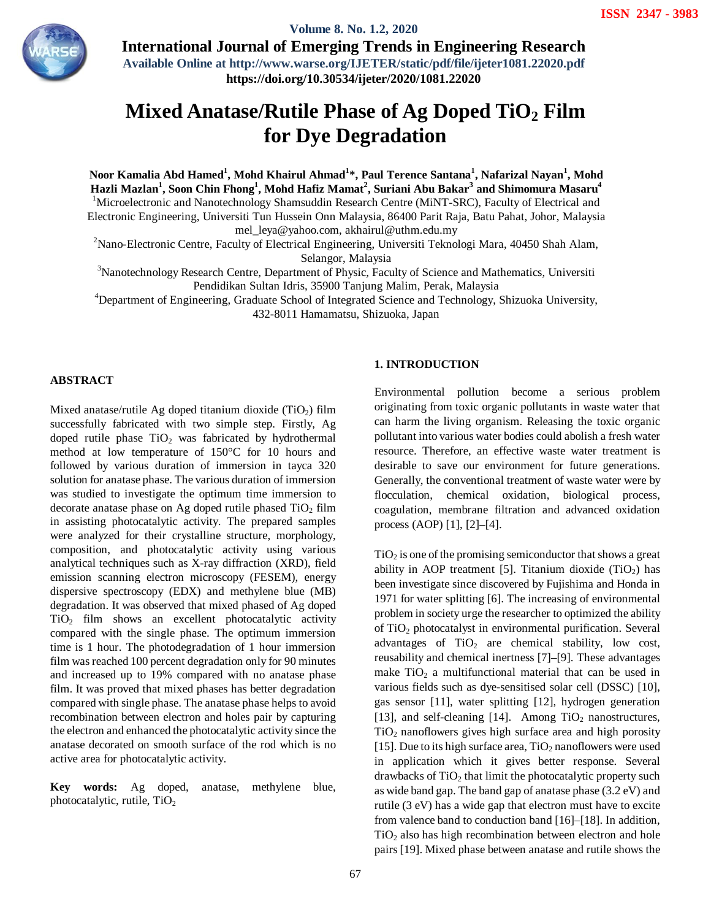# Mixed Anatase/Rutile Phase of Ag Doped $TiO_2$ Film for Dye Degradation

**Noor Kamalia Abd Hamed[1], Mohd Khairul Ahmad[1]*, Paul Terence Santana[1], Nafarizal Nayan[1], Mohd Hazli Mazlan[1], Soon Chin Fhong[1], Mohd Hafiz Mamat[2], Suriani Abu Bakar[3] and Shimomura Masaru[4]**

[1]Microelectronic and Nanotechnology Shamsuddin Research Centre (MiNT-SRC), Faculty of Electrical and Electronic Engineering, Universiti Tun Hussein Onn Malaysia, 86400 Parit Raja, Batu Pahat, Johor, Malaysia mel_leya@yahoo.com, akhairul@uthm.edu.my

[2]Nano-Electronic Centre, Faculty of Electrical Engineering, Universiti Teknologi Mara, 40450 Shah Alam, Selangor, Malaysia

[3]Nanotechnology Research Centre, Department of Physic, Faculty of Science and Mathematics, Universiti Pendidikan Sultan Idris, 35900 Tanjung Malim, Perak, Malaysia

[4]Department of Engineering, Graduate School of Integrated Science and Technology, Shizuoka University, 432-8011 Hamamatsu, Shizuoka, Japan

## ABSTRACT

Mixed anatase/rutile Ag doped titanium dioxide ($TiO_2$) film successfully fabricated with two simple step. Firstly, Ag doped rutile phase $TiO_2$ was fabricated by hydrothermal method at low temperature of 150°C for 10 hours and followed by various duration of immersion in tayca 320 solution for anatase phase. The various duration of immersion was studied to investigate the optimum time immersion to decorate anatase phase on Ag doped rutile phased $TiO_2$ film in assisting photocatalytic activity. The prepared samples were analyzed for their crystalline structure, morphology, composition, and photocatalytic activity using various analytical techniques such as X-ray diffraction (XRD), field emission scanning electron microscopy (FESEM), energy dispersive spectroscopy (EDX) and methylene blue (MB) degradation. It was observed that mixed phased of Ag doped $TiO_2$ film shows an excellent photocatalytic activity compared with the single phase. The optimum immersion time is 1 hour. The photodegradation of 1 hour immersion film was reached 100 percent degradation only for 90 minutes and increased up to 19% compared with no anatase phase film. It was proved that mixed phases has better degradation compared with single phase. The anatase phase helps to avoid recombination between electron and holes pair by capturing the electron and enhanced the photocatalytic activity since the anatase decorated on smooth surface of the rod which is no active area for photocatalytic activity.

**Key words:** Ag doped, anatase, methylene blue, photocatalytic, rutile, $TiO_2$

## 1. INTRODUCTION

Environmental pollution become a serious problem originating from toxic organic pollutants in waste water that can harm the living organism. Releasing the toxic organic pollutant into various water bodies could abolish a fresh water resource. Therefore, an effective waste water treatment is desirable to save our environment for future generations. Generally, the conventional treatment of waste water were by flocculation, chemical oxidation, biological process, coagulation, membrane filtration and advanced oxidation process (AOP) [1], [2]–[4].

$TiO_2$ is one of the promising semiconductor that shows a great ability in AOP treatment [5]. Titanium dioxide ($TiO_2$) has been investigate since discovered by Fujishima and Honda in 1971 for water splitting [6]. The increasing of environmental problem in society urge the researcher to optimized the ability of $TiO_2$ photocatalyst in environmental purification. Several advantages of $TiO_2$ are chemical stability, low cost, reusability and chemical inertness [7]–[9]. These advantages make $TiO_2$ a multifunctional material that can be used in various fields such as dye-sensitised solar cell (DSSC) [10], gas sensor [11], water splitting [12], hydrogen generation [13], and self-cleaning [14]. Among $TiO_2$ nanostructures, $TiO_2$ nanoflowers gives high surface area and high porosity [15]. Due to its high surface area, $TiO_2$ nanoflowers were used in application which it gives better response. Several drawbacks of $TiO_2$ that limit the photocatalytic property such as wide band gap. The band gap of anatase phase (3.2 eV) and rutile (3 eV) has a wide gap that electron must have to excite from valence band to conduction band [16]–[18]. In addition, $TiO_2$ also has high recombination between electron and hole pairs [19]. Mixed phase between anatase and rutile shows the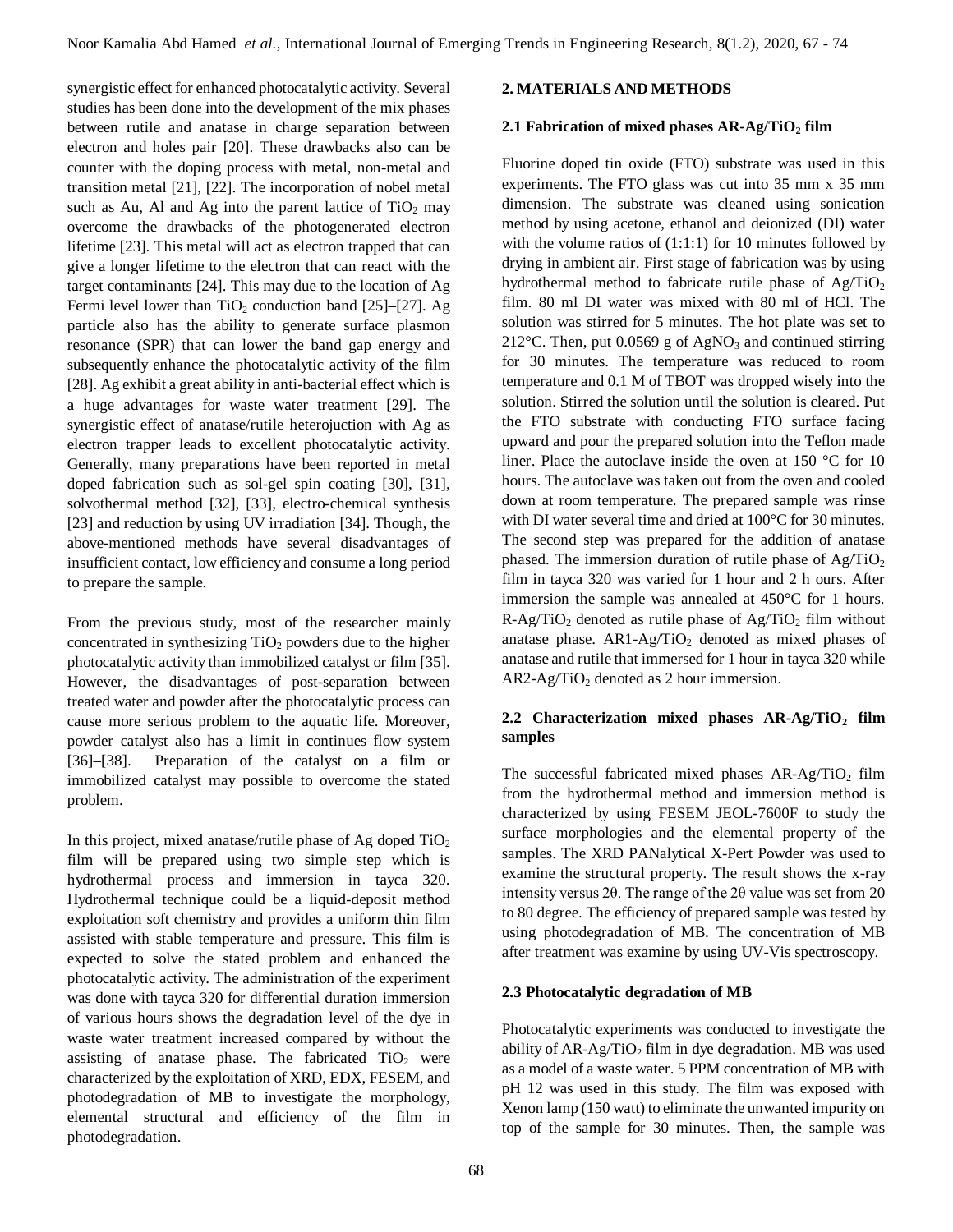synergistic effect for enhanced photocatalytic activity. Several studies has been done into the development of the mix phases between rutile and anatase in charge separation between electron and holes pair [20]. These drawbacks also can be counter with the doping process with metal, non-metal and transition metal [21], [22]. The incorporation of nobel metal such as Au, Al and Ag into the parent lattice of $TiO_2$ may overcome the drawbacks of the photogenerated electron lifetime [23]. This metal will act as electron trapped that can give a longer lifetime to the electron that can react with the target contaminants [24]. This may due to the location of Ag Fermi level lower than $TiO_2$ conduction band [25]–[27]. Ag particle also has the ability to generate surface plasmon resonance (SPR) that can lower the band gap energy and subsequently enhance the photocatalytic activity of the film [28]. Ag exhibit a great ability in anti-bacterial effect which is a huge advantages for waste water treatment [29]. The synergistic effect of anatase/rutile heterojuction with Ag as electron trapper leads to excellent photocatalytic activity. Generally, many preparations have been reported in metal doped fabrication such as sol-gel spin coating [30], [31], solvothermal method [32], [33], electro-chemical synthesis [23] and reduction by using UV irradiation [34]. Though, the above-mentioned methods have several disadvantages of insufficient contact, low efficiency and consume a long period to prepare the sample.

From the previous study, most of the researcher mainly concentrated in synthesizing $TiO_2$ powders due to the higher photocatalytic activity than immobilized catalyst or film [35]. However, the disadvantages of post-separation between treated water and powder after the photocatalytic process can cause more serious problem to the aquatic life. Moreover, powder catalyst also has a limit in continues flow system [36]–[38]. Preparation of the catalyst on a film or immobilized catalyst may possible to overcome the stated problem.

In this project, mixed anatase/rutile phase of Ag doped $TiO_2$ film will be prepared using two simple step which is hydrothermal process and immersion in tayca 320. Hydrothermal technique could be a liquid-deposit method exploitation soft chemistry and provides a uniform thin film assisted with stable temperature and pressure. This film is expected to solve the stated problem and enhanced the photocatalytic activity. The administration of the experiment was done with tayca 320 for differential duration immersion of various hours shows the degradation level of the dye in waste water treatment increased compared by without the assisting of anatase phase. The fabricated $TiO_2$ were characterized by the exploitation of XRD, EDX, FESEM, and photodegradation of MB to investigate the morphology, elemental structural and efficiency of the film in photodegradation.

## 2. MATERIALS AND METHODS

### 2.1 Fabrication of mixed phases AR-Ag/$TiO_2$ film

Fluorine doped tin oxide (FTO) substrate was used in this experiments. The FTO glass was cut into 35 mm x 35 mm dimension. The substrate was cleaned using sonication method by using acetone, ethanol and deionized (DI) water with the volume ratios of (1:1:1) for 10 minutes followed by drying in ambient air. First stage of fabrication was by using hydrothermal method to fabricate rutile phase of Ag/$TiO_2$ film. 80 ml DI water was mixed with 80 ml of HCl. The solution was stirred for 5 minutes. The hot plate was set to 212°C. Then, put 0.0569 g of $AgNO_3$ and continued stirring for 30 minutes. The temperature was reduced to room temperature and 0.1 M of TBOT was dropped wisely into the solution. Stirred the solution until the solution is cleared. Put the FTO substrate with conducting FTO surface facing upward and pour the prepared solution into the Teflon made liner. Place the autoclave inside the oven at 150 °C for 10 hours. The autoclave was taken out from the oven and cooled down at room temperature. The prepared sample was rinse with DI water several time and dried at 100°C for 30 minutes. The second step was prepared for the addition of anatase phased. The immersion duration of rutile phase of Ag/$TiO_2$ film in tayca 320 was varied for 1 hour and 2 h ours. After immersion the sample was annealed at 450°C for 1 hours. R-Ag/$TiO_2$ denoted as rutile phase of Ag/$TiO_2$ film without anatase phase. AR1-Ag/$TiO_2$ denoted as mixed phases of anatase and rutile that immersed for 1 hour in tayca 320 while AR2-Ag/$TiO_2$ denoted as 2 hour immersion.

### 2.2 Characterization mixed phases AR-Ag/$TiO_2$ film samples

The successful fabricated mixed phases AR-Ag/$TiO_2$ film from the hydrothermal method and immersion method is characterized by using FESEM JEOL-7600F to study the surface morphologies and the elemental property of the samples. The XRD PANalytical X-Pert Powder was used to examine the structural property. The result shows the x-ray intensity versus 2θ. The range of the 2θ value was set from 20 to 80 degree. The efficiency of prepared sample was tested by using photodegradation of MB. The concentration of MB after treatment was examine by using UV-Vis spectroscopy.

### 2.3 Photocatalytic degradation of MB

Photocatalytic experiments was conducted to investigate the ability of AR-Ag/$TiO_2$ film in dye degradation. MB was used as a model of a waste water. 5 PPM concentration of MB with pH 12 was used in this study. The film was exposed with Xenon lamp (150 watt) to eliminate the unwanted impurity on top of the sample for 30 minutes. Then, the sample was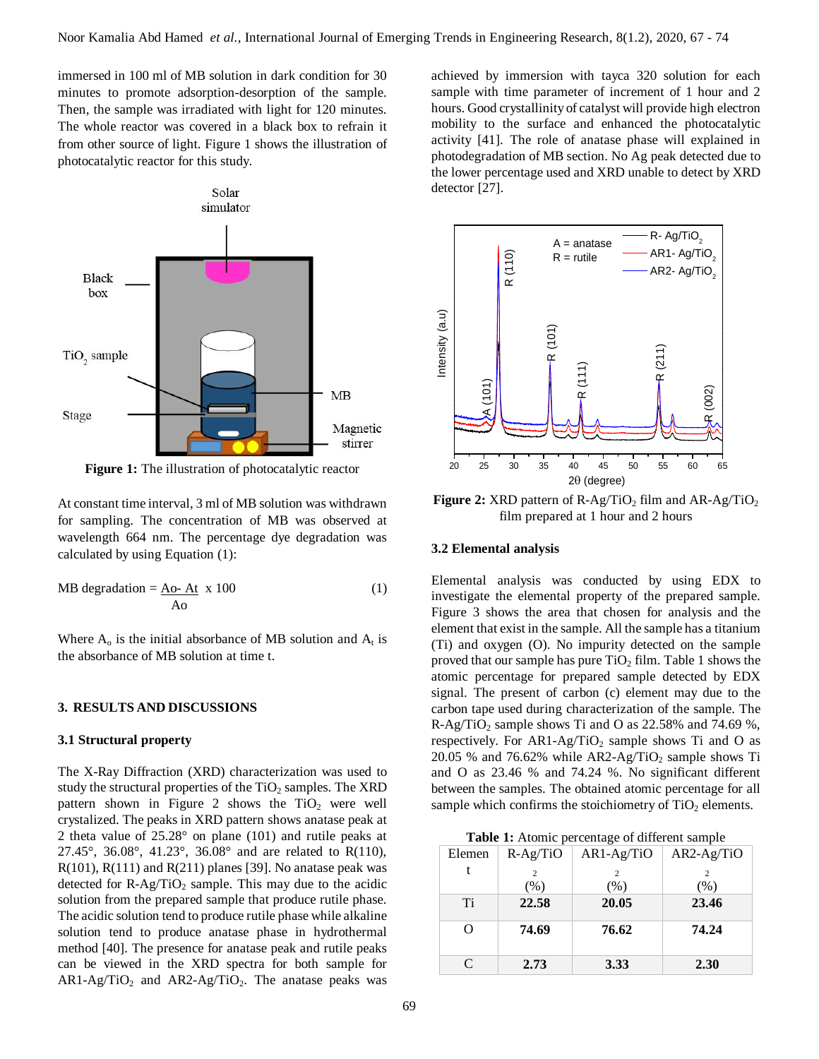immersed in 100 ml of MB solution in dark condition for 30 minutes to promote adsorption-desorption of the sample. Then, the sample was irradiated with light for 120 minutes. The whole reactor was covered in a black box to refrain it from other source of light. Figure 1 shows the illustration of photocatalytic reactor for this study.

**Figure 1:** The illustration of photocatalytic reactor

At constant time interval, 3 ml of MB solution was withdrawn for sampling. The concentration of MB was observed at wavelength 664 nm. The percentage dye degradation was calculated by using Equation (1):

$$\text{MB degradation} = \frac{A_o - A_t}{A_o} \times 100 \quad (1)$$

Where $A_o$ is the initial absorbance of MB solution and $A_t$ is the absorbance of MB solution at time t.

## 3. RESULTS AND DISCUSSIONS

### 3.1 Structural property

The X-Ray Diffraction (XRD) characterization was used to study the structural properties of the $TiO_2$ samples. The XRD pattern shown in Figure 2 shows the $TiO_2$ were well crystalized. The peaks in XRD pattern shows anatase peak at 2 theta value of 25.28° on plane (101) and rutile peaks at 27.45°, 36.08°, 41.23°, 36.08° and are related to R(110), R(101), R(111) and R(211) planes [39]. No anatase peak was detected for R-Ag/$TiO_2$ sample. This may due to the acidic solution from the prepared sample that produce rutile phase. The acidic solution tend to produce rutile phase while alkaline solution tend to produce anatase phase in hydrothermal method [40]. The presence for anatase peak and rutile peaks can be viewed in the XRD spectra for both sample for AR1-Ag/$TiO_2$ and AR2-Ag/$TiO_2$. The anatase peaks was achieved by immersion with tayca 320 solution for each sample with time parameter of increment of 1 hour and 2 hours. Good crystallinity of catalyst will provide high electron mobility to the surface and enhanced the photocatalytic activity [41]. The role of anatase phase will explained in photodegradation of MB section. No Ag peak detected due to the lower percentage used and XRD unable to detect by XRD detector [27].

**Figure 2:** XRD pattern of R-Ag/$TiO_2$ film and AR-Ag/$TiO_2$ film prepared at 1 hour and 2 hours

### 3.2 Elemental analysis

Elemental analysis was conducted by using EDX to investigate the elemental property of the prepared sample. Figure 3 shows the area that chosen for analysis and the element that exist in the sample. All the sample has a titanium (Ti) and oxygen (O). No impurity detected on the sample proved that our sample has pure $TiO_2$ film. Table 1 shows the atomic percentage for prepared sample detected by EDX signal. The present of carbon (c) element may due to the carbon tape used during characterization of the sample. The R-Ag/$TiO_2$ sample shows Ti and O as 22.58% and 74.69 %, respectively. For AR1-Ag/$TiO_2$ sample shows Ti and O as 20.05 % and 76.62% while AR2-Ag/$TiO_2$ sample shows Ti and O as 23.46 % and 74.24 %. No significant different between the samples. The obtained atomic percentage for all sample which confirms the stoichiometry of $TiO_2$ elements.

**Table 1:** Atomic percentage of different sample

| Element | R-Ag/$TiO_2$ (%) | AR1-Ag/$TiO_2$ (%) | AR2-Ag/$TiO_2$ (%) |
|---|---|---|---|
| Ti | **22.58** | **20.05** | **23.46** |
| O | **74.69** | **76.62** | **74.24** |
| C | **2.73** | **3.33** | **2.30** |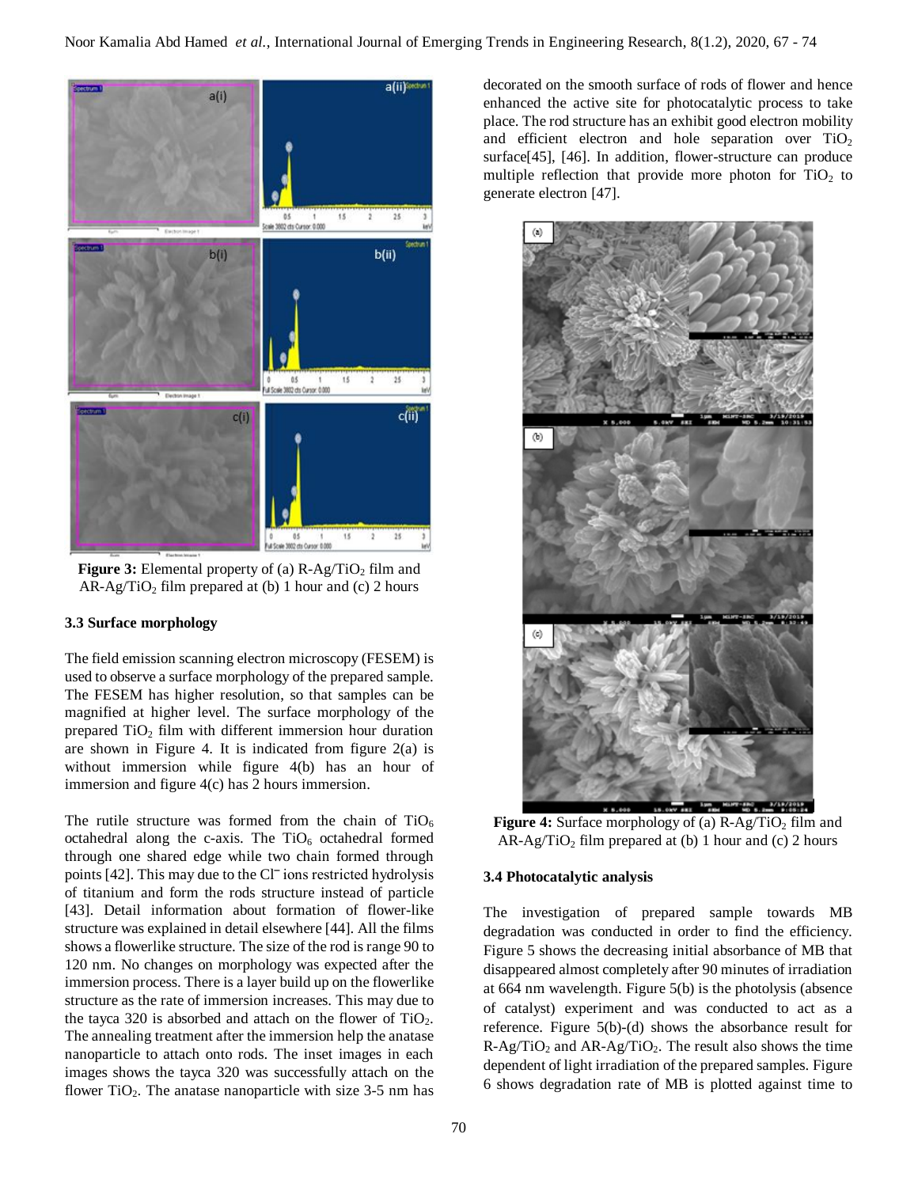**Figure 3:** Elemental property of (a) R-Ag/$TiO_2$ film and AR-Ag/$TiO_2$ film prepared at (b) 1 hour and (c) 2 hours

### 3.3 Surface morphology

The field emission scanning electron microscopy (FESEM) is used to observe a surface morphology of the prepared sample. The FESEM has higher resolution, so that samples can be magnified at higher level. The surface morphology of the prepared $TiO_2$ film with different immersion hour duration are shown in Figure 4. It is indicated from figure 2(a) is without immersion while figure 4(b) has an hour of immersion and figure 4(c) has 2 hours immersion.

The rutile structure was formed from the chain of $TiO_6$ octahedral along the c-axis. The $TiO_6$ octahedral formed through one shared edge while two chain formed through points [42]. This may due to the $Cl^-$ ions restricted hydrolysis of titanium and form the rods structure instead of particle [43]. Detail information about formation of flower-like structure was explained in detail elsewhere [44]. All the films shows a flowerlike structure. The size of the rod is range 90 to 120 nm. No changes on morphology was expected after the immersion process. There is a layer build up on the flowerlike structure as the rate of immersion increases. This may due to the tayca 320 is absorbed and attach on the flower of $TiO_2$. The annealing treatment after the immersion help the anatase nanoparticle to attach onto rods. The inset images in each images shows the tayca 320 was successfully attach on the flower $TiO_2$. The anatase nanoparticle with size 3-5 nm has decorated on the smooth surface of rods of flower and hence enhanced the active site for photocatalytic process to take place. The rod structure has an exhibit good electron mobility and efficient electron and hole separation over $TiO_2$ surface[45], [46]. In addition, flower-structure can produce multiple reflection that provide more photon for $TiO_2$ to generate electron [47].

**Figure 4:** Surface morphology of (a) R-Ag/$TiO_2$ film and AR-Ag/$TiO_2$ film prepared at (b) 1 hour and (c) 2 hours

### 3.4 Photocatalytic analysis

The investigation of prepared sample towards MB degradation was conducted in order to find the efficiency. Figure 5 shows the decreasing initial absorbance of MB that disappeared almost completely after 90 minutes of irradiation at 664 nm wavelength. Figure 5(b) is the photolysis (absence of catalyst) experiment and was conducted to act as a reference. Figure 5(b)-(d) shows the absorbance result for R-Ag/$TiO_2$ and AR-Ag/$TiO_2$. The result also shows the time dependent of light irradiation of the prepared samples. Figure 6 shows degradation rate of MB is plotted against time to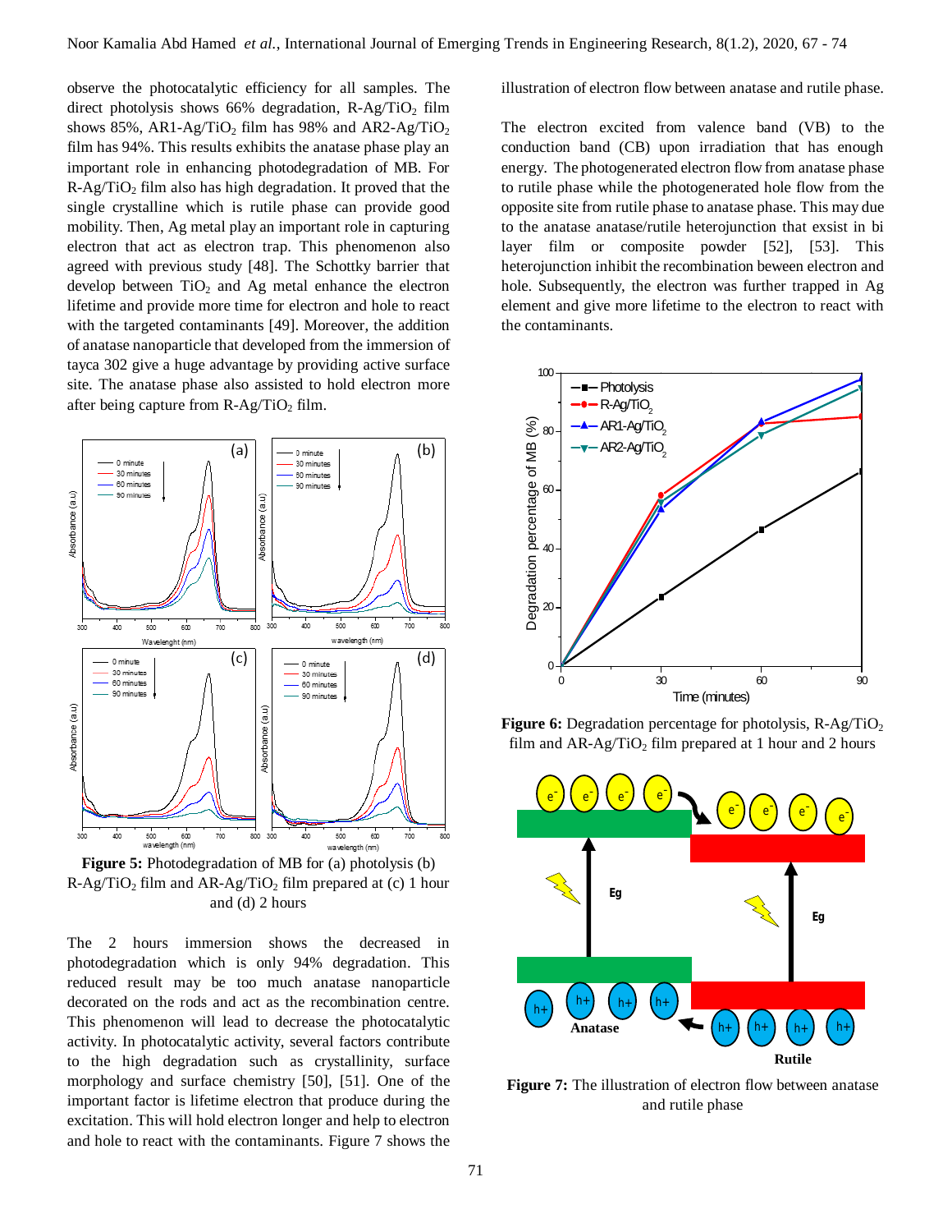observe the photocatalytic efficiency for all samples. The direct photolysis shows 66% degradation, R-Ag/$TiO_2$ film shows 85%, AR1-Ag/$TiO_2$ film has 98% and AR2-Ag/$TiO_2$ film has 94%. This results exhibits the anatase phase play an important role in enhancing photodegradation of MB. For R-Ag/$TiO_2$ film also has high degradation. It proved that the single crystalline which is rutile phase can provide good mobility. Then, Ag metal play an important role in capturing electron that act as electron trap. This phenomenon also agreed with previous study [48]. The Schottky barrier that develop between $TiO_2$ and Ag metal enhance the electron lifetime and provide more time for electron and hole to react with the targeted contaminants [49]. Moreover, the addition of anatase nanoparticle that developed from the immersion of tayca 302 give a huge advantage by providing active surface site. The anatase phase also assisted to hold electron more after being capture from R-Ag/$TiO_2$ film.

**Figure 5:** Photodegradation of MB for (a) photolysis (b) R-Ag/$TiO_2$ film and AR-Ag/$TiO_2$ film prepared at (c) 1 hour and (d) 2 hours

The 2 hours immersion shows the decreased in photodegradation which is only 94% degradation. This reduced result may be too much anatase nanoparticle decorated on the rods and act as the recombination centre. This phenomenon will lead to decrease the photocatalytic activity. In photocatalytic activity, several factors contribute to the high degradation such as crystallinity, surface morphology and surface chemistry [50], [51]. One of the important factor is lifetime electron that produce during the excitation. This will hold electron longer and help to electron and hole to react with the contaminants. Figure 7 shows the illustration of electron flow between anatase and rutile phase.

The electron excited from valence band (VB) to the conduction band (CB) upon irradiation that has enough energy. The photogenerated electron flow from anatase phase to rutile phase while the photogenerated hole flow from the opposite site from rutile phase to anatase phase. This may due to the anatase anatase/rutile heterojunction that exsist in bi layer film or composite powder [52], [53]. This heterojunction inhibit the recombination beween electron and hole. Subsequently, the electron was further trapped in Ag element and give more lifetime to the electron to react with the contaminants.

**Figure 6:** Degradation percentage for photolysis, R-Ag/$TiO_2$ film and AR-Ag/$TiO_2$ film prepared at 1 hour and 2 hours

**Figure 7:** The illustration of electron flow between anatase and rutile phase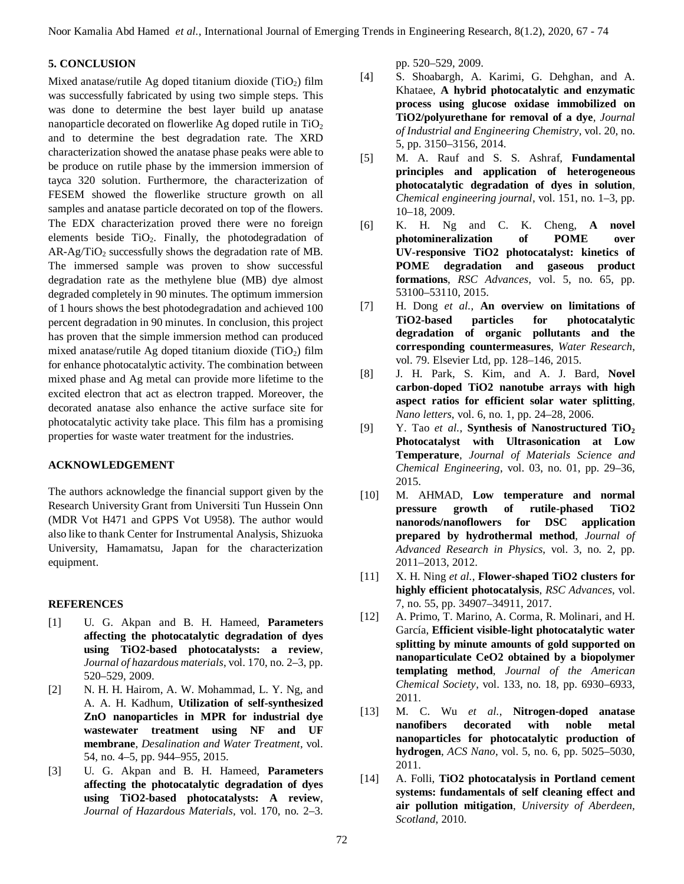## 5. CONCLUSION

Mixed anatase/rutile Ag doped titanium dioxide ($TiO_2$) film was successfully fabricated by using two simple steps. This was done to determine the best layer build up anatase nanoparticle decorated on flowerlike Ag doped rutile in $TiO_2$ and to determine the best degradation rate. The XRD characterization showed the anatase phase peaks were able to be produce on rutile phase by the immersion immersion of tayca 320 solution. Furthermore, the characterization of FESEM showed the flowerlike structure growth on all samples and anatase particle decorated on top of the flowers. The EDX characterization proved there were no foreign elements beside $TiO_2$. Finally, the photodegradation of AR-Ag/$TiO_2$ successfully shows the degradation rate of MB. The immersed sample was proven to show successful degradation rate as the methylene blue (MB) dye almost degraded completely in 90 minutes. The optimum immersion of 1 hours shows the best photodegradation and achieved 100 percent degradation in 90 minutes. In conclusion, this project has proven that the simple immersion method can produced mixed anatase/rutile Ag doped titanium dioxide ($TiO_2$) film for enhance photocatalytic activity. The combination between mixed phase and Ag metal can provide more lifetime to the excited electron that act as electron trapped. Moreover, the decorated anatase also enhance the active surface site for photocatalytic activity take place. This film has a promising properties for waste water treatment for the industries.

## ACKNOWLEDGEMENT

The authors acknowledge the financial support given by the Research University Grant from Universiti Tun Hussein Onn (MDR Vot H471 and GPPS Vot U958). The author would also like to thank Center for Instrumental Analysis, Shizuoka University, Hamamatsu, Japan for the characterization equipment.

## REFERENCES

[1] U. G. Akpan and B. H. Hameed, **Parameters affecting the photocatalytic degradation of dyes using TiO2-based photocatalysts: a review**, *Journal of hazardous materials*, vol. 170, no. 2–3, pp. 520–529, 2009.

[2] N. H. H. Hairom, A. W. Mohammad, L. Y. Ng, and A. A. H. Kadhum, **Utilization of self-synthesized ZnO nanoparticles in MPR for industrial dye wastewater treatment using NF and UF membrane**, *Desalination and Water Treatment*, vol. 54, no. 4–5, pp. 944–955, 2015.

[3] U. G. Akpan and B. H. Hameed, **Parameters affecting the photocatalytic degradation of dyes using TiO2-based photocatalysts: A review**, *Journal of Hazardous Materials*, vol. 170, no. 2–3. pp. 520–529, 2009.

[4] S. Shoabargh, A. Karimi, G. Dehghan, and A. Khataee, **A hybrid photocatalytic and enzymatic process using glucose oxidase immobilized on TiO2/polyurethane for removal of a dye**, *Journal of Industrial and Engineering Chemistry*, vol. 20, no. 5, pp. 3150–3156, 2014.

[5] M. A. Rauf and S. S. Ashraf, **Fundamental principles and application of heterogeneous photocatalytic degradation of dyes in solution**, *Chemical engineering journal*, vol. 151, no. 1–3, pp. 10–18, 2009.

[6] K. H. Ng and C. K. Cheng, **A novel photomineralization of POME over UV-responsive TiO2 photocatalyst: kinetics of POME degradation and gaseous product formations**, *RSC Advances*, vol. 5, no. 65, pp. 53100–53110, 2015.

[7] H. Dong *et al.*, **An overview on limitations of TiO2-based particles for photocatalytic degradation of organic pollutants and the corresponding countermeasures**, *Water Research*, vol. 79. Elsevier Ltd, pp. 128–146, 2015.

[8] J. H. Park, S. Kim, and A. J. Bard, **Novel carbon-doped TiO2 nanotube arrays with high aspect ratios for efficient solar water splitting**, *Nano letters*, vol. 6, no. 1, pp. 24–28, 2006.

[9] Y. Tao *et al.*, **Synthesis of Nanostructured $TiO_2$ Photocatalyst with Ultrasonication at Low Temperature**, *Journal of Materials Science and Chemical Engineering*, vol. 03, no. 01, pp. 29–36, 2015.

[10] M. AHMAD, **Low temperature and normal pressure growth of rutile-phased TiO2 nanorods/nanoflowers for DSC application prepared by hydrothermal method**, *Journal of Advanced Research in Physics*, vol. 3, no. 2, pp. 2011–2013, 2012.

[11] X. H. Ning *et al.*, **Flower-shaped TiO2 clusters for highly efficient photocatalysis**, *RSC Advances*, vol. 7, no. 55, pp. 34907–34911, 2017.

[12] A. Primo, T. Marino, A. Corma, R. Molinari, and H. García, **Efficient visible-light photocatalytic water splitting by minute amounts of gold supported on nanoparticulate CeO2 obtained by a biopolymer templating method**, *Journal of the American Chemical Society*, vol. 133, no. 18, pp. 6930–6933, 2011.

[13] M. C. Wu *et al.*, **Nitrogen-doped anatase nanofibers decorated with noble metal nanoparticles for photocatalytic production of hydrogen**, *ACS Nano*, vol. 5, no. 6, pp. 5025–5030, 2011.

[14] A. Folli, **TiO2 photocatalysis in Portland cement systems: fundamentals of self cleaning effect and air pollution mitigation**, *University of Aberdeen, Scotland*, 2010.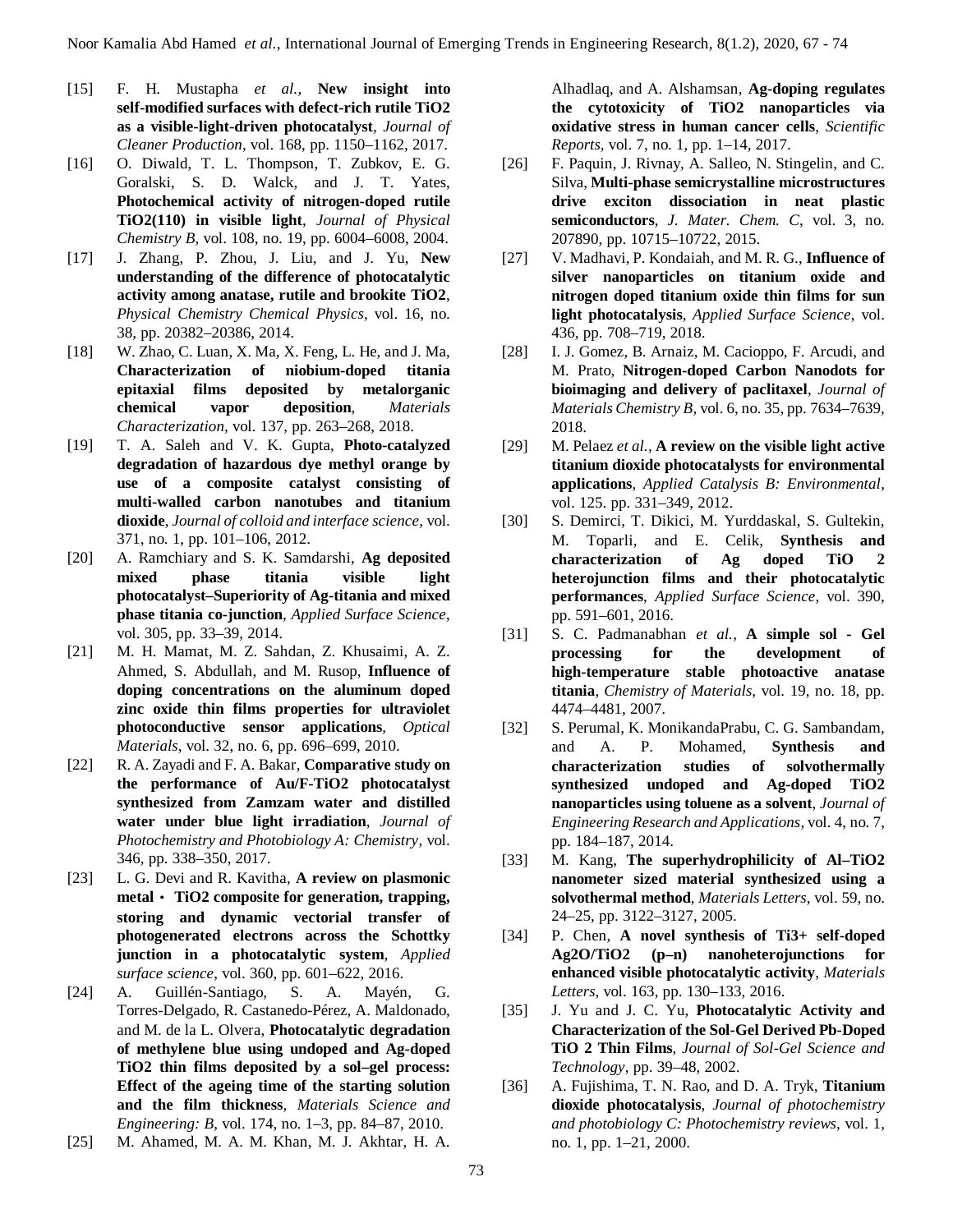[15] F. H. Mustapha *et al.*, **New insight into self-modified surfaces with defect-rich rutile TiO2 as a visible-light-driven photocatalyst**, *Journal of Cleaner Production*, vol. 168, pp. 1150–1162, 2017.

[16] O. Diwald, T. L. Thompson, T. Zubkov, E. G. Goralski, S. D. Walck, and J. T. Yates, **Photochemical activity of nitrogen-doped rutile TiO2(110) in visible light**, *Journal of Physical Chemistry B*, vol. 108, no. 19, pp. 6004–6008, 2004.

[17] J. Zhang, P. Zhou, J. Liu, and J. Yu, **New understanding of the difference of photocatalytic activity among anatase, rutile and brookite TiO2**, *Physical Chemistry Chemical Physics*, vol. 16, no. 38, pp. 20382–20386, 2014.

[18] W. Zhao, C. Luan, X. Ma, X. Feng, L. He, and J. Ma, **Characterization of niobium-doped titania epitaxial films deposited by metalorganic chemical vapor deposition**, *Materials Characterization*, vol. 137, pp. 263–268, 2018.

[19] T. A. Saleh and V. K. Gupta, **Photo-catalyzed degradation of hazardous dye methyl orange by use of a composite catalyst consisting of multi-walled carbon nanotubes and titanium dioxide**, *Journal of colloid and interface science*, vol. 371, no. 1, pp. 101–106, 2012.

[20] A. Ramchiary and S. K. Samdarshi, **Ag deposited mixed phase titania visible light photocatalyst–Superiority of Ag-titania and mixed phase titania co-junction**, *Applied Surface Science*, vol. 305, pp. 33–39, 2014.

[21] M. H. Mamat, M. Z. Sahdan, Z. Khusaimi, A. Z. Ahmed, S. Abdullah, and M. Rusop, **Influence of doping concentrations on the aluminum doped zinc oxide thin films properties for ultraviolet photoconductive sensor applications**, *Optical Materials*, vol. 32, no. 6, pp. 696–699, 2010.

[22] R. A. Zayadi and F. A. Bakar, **Comparative study on the performance of Au/F-TiO2 photocatalyst synthesized from Zamzam water and distilled water under blue light irradiation**, *Journal of Photochemistry and Photobiology A: Chemistry*, vol. 346, pp. 338–350, 2017.

[23] L. G. Devi and R. Kavitha, **A review on plasmonic metal・ TiO2 composite for generation, trapping, storing and dynamic vectorial transfer of photogenerated electrons across the Schottky junction in a photocatalytic system**, *Applied surface science*, vol. 360, pp. 601–622, 2016.

[24] A. Guillén-Santiago, S. A. Mayén, G. Torres-Delgado, R. Castanedo-Pérez, A. Maldonado, and M. de la L. Olvera, **Photocatalytic degradation of methylene blue using undoped and Ag-doped TiO2 thin films deposited by a sol–gel process: Effect of the ageing time of the starting solution and the film thickness**, *Materials Science and Engineering: B*, vol. 174, no. 1–3, pp. 84–87, 2010.

[25] M. Ahamed, M. A. M. Khan, M. J. Akhtar, H. A. Alhadlaq, and A. Alshamsan, **Ag-doping regulates the cytotoxicity of TiO2 nanoparticles via oxidative stress in human cancer cells**, *Scientific Reports*, vol. 7, no. 1, pp. 1–14, 2017.

[26] F. Paquin, J. Rivnay, A. Salleo, N. Stingelin, and C. Silva, **Multi-phase semicrystalline microstructures drive exciton dissociation in neat plastic semiconductors**, *J. Mater. Chem. C*, vol. 3, no. 207890, pp. 10715–10722, 2015.

[27] V. Madhavi, P. Kondaiah, and M. R. G., **Influence of silver nanoparticles on titanium oxide and nitrogen doped titanium oxide thin films for sun light photocatalysis**, *Applied Surface Science*, vol. 436, pp. 708–719, 2018.

[28] I. J. Gomez, B. Arnaiz, M. Cacioppo, F. Arcudi, and M. Prato, **Nitrogen-doped Carbon Nanodots for bioimaging and delivery of paclitaxel**, *Journal of Materials Chemistry B*, vol. 6, no. 35, pp. 7634–7639, 2018.

[29] M. Pelaez *et al.*, **A review on the visible light active titanium dioxide photocatalysts for environmental applications**, *Applied Catalysis B: Environmental*, vol. 125. pp. 331–349, 2012.

[30] S. Demirci, T. Dikici, M. Yurddaskal, S. Gultekin, M. Toparli, and E. Celik, **Synthesis and characterization of Ag doped TiO 2 heterojunction films and their photocatalytic performances**, *Applied Surface Science*, vol. 390, pp. 591–601, 2016.

[31] S. C. Padmanabhan *et al.*, **A simple sol - Gel processing for the development of high-temperature stable photoactive anatase titania**, *Chemistry of Materials*, vol. 19, no. 18, pp. 4474–4481, 2007.

[32] S. Perumal, K. MonikandaPrabu, C. G. Sambandam, and A. P. Mohamed, **Synthesis and characterization studies of solvothermally synthesized undoped and Ag-doped TiO2 nanoparticles using toluene as a solvent**, *Journal of Engineering Research and Applications*, vol. 4, no. 7, pp. 184–187, 2014.

[33] M. Kang, **The superhydrophilicity of Al–TiO2 nanometer sized material synthesized using a solvothermal method**, *Materials Letters*, vol. 59, no. 24–25, pp. 3122–3127, 2005.

[34] P. Chen, **A novel synthesis of Ti3+ self-doped Ag2O/TiO2 (p–n) nanoheterojunctions for enhanced visible photocatalytic activity**, *Materials Letters*, vol. 163, pp. 130–133, 2016.

[35] J. Yu and J. C. Yu, **Photocatalytic Activity and Characterization of the Sol-Gel Derived Pb-Doped TiO 2 Thin Films**, *Journal of Sol-Gel Science and Technology*, pp. 39–48, 2002.

[36] A. Fujishima, T. N. Rao, and D. A. Tryk, **Titanium dioxide photocatalysis**, *Journal of photochemistry and photobiology C: Photochemistry reviews*, vol. 1, no. 1, pp. 1–21, 2000.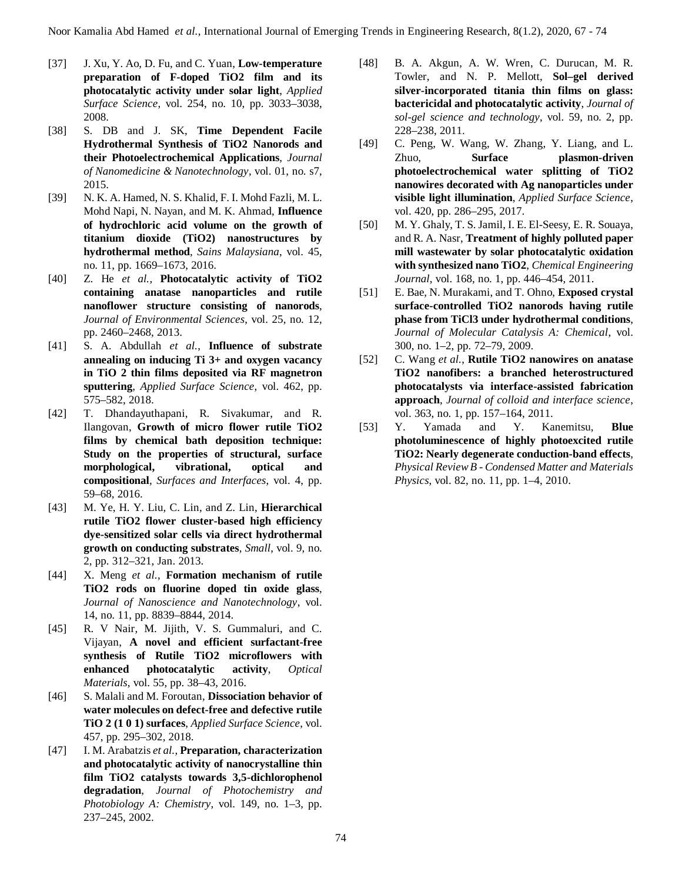[37] J. Xu, Y. Ao, D. Fu, and C. Yuan, **Low-temperature preparation of F-doped TiO2 film and its photocatalytic activity under solar light**, *Applied Surface Science*, vol. 254, no. 10, pp. 3033–3038, 2008.

[38] S. DB and J. SK, **Time Dependent Facile Hydrothermal Synthesis of TiO2 Nanorods and their Photoelectrochemical Applications**, *Journal of Nanomedicine & Nanotechnology*, vol. 01, no. s7, 2015.

[39] N. K. A. Hamed, N. S. Khalid, F. I. Mohd Fazli, M. L. Mohd Napi, N. Nayan, and M. K. Ahmad, **Influence of hydrochloric acid volume on the growth of titanium dioxide (TiO2) nanostructures by hydrothermal method**, *Sains Malaysiana*, vol. 45, no. 11, pp. 1669–1673, 2016.

[40] Z. He *et al.*, **Photocatalytic activity of TiO2 containing anatase nanoparticles and rutile nanoflower structure consisting of nanorods**, *Journal of Environmental Sciences*, vol. 25, no. 12, pp. 2460–2468, 2013.

[41] S. A. Abdullah *et al.*, **Influence of substrate annealing on inducing Ti 3+ and oxygen vacancy in TiO 2 thin films deposited via RF magnetron sputtering**, *Applied Surface Science*, vol. 462, pp. 575–582, 2018.

[42] T. Dhandayuthapani, R. Sivakumar, and R. Ilangovan, **Growth of micro flower rutile TiO2 films by chemical bath deposition technique: Study on the properties of structural, surface morphological, vibrational, optical and compositional**, *Surfaces and Interfaces*, vol. 4, pp. 59–68, 2016.

[43] M. Ye, H. Y. Liu, C. Lin, and Z. Lin, **Hierarchical rutile TiO2 flower cluster-based high efficiency dye-sensitized solar cells via direct hydrothermal growth on conducting substrates**, *Small*, vol. 9, no. 2, pp. 312–321, Jan. 2013.

[44] X. Meng *et al.*, **Formation mechanism of rutile TiO2 rods on fluorine doped tin oxide glass**, *Journal of Nanoscience and Nanotechnology*, vol. 14, no. 11, pp. 8839–8844, 2014.

[45] R. V Nair, M. Jijith, V. S. Gummaluri, and C. Vijayan, **A novel and efficient surfactant-free synthesis of Rutile TiO2 microflowers with enhanced photocatalytic activity**, *Optical Materials*, vol. 55, pp. 38–43, 2016.

[46] S. Malali and M. Foroutan, **Dissociation behavior of water molecules on defect-free and defective rutile TiO 2 (1 0 1) surfaces**, *Applied Surface Science*, vol. 457, pp. 295–302, 2018.

[47] I. M. Arabatzis *et al.*, **Preparation, characterization and photocatalytic activity of nanocrystalline thin film TiO2 catalysts towards 3,5-dichlorophenol degradation**, *Journal of Photochemistry and Photobiology A: Chemistry*, vol. 149, no. 1–3, pp. 237–245, 2002.

[48] B. A. Akgun, A. W. Wren, C. Durucan, M. R. Towler, and N. P. Mellott, **Sol–gel derived silver-incorporated titania thin films on glass: bactericidal and photocatalytic activity**, *Journal of sol-gel science and technology*, vol. 59, no. 2, pp. 228–238, 2011.

[49] C. Peng, W. Wang, W. Zhang, Y. Liang, and L. Zhuo, **Surface plasmon-driven photoelectrochemical water splitting of TiO2 nanowires decorated with Ag nanoparticles under visible light illumination**, *Applied Surface Science*, vol. 420, pp. 286–295, 2017.

[50] M. Y. Ghaly, T. S. Jamil, I. E. El-Seesy, E. R. Souaya, and R. A. Nasr, **Treatment of highly polluted paper mill wastewater by solar photocatalytic oxidation with synthesized nano TiO2**, *Chemical Engineering Journal*, vol. 168, no. 1, pp. 446–454, 2011.

[51] E. Bae, N. Murakami, and T. Ohno, **Exposed crystal surface-controlled TiO2 nanorods having rutile phase from TiCl3 under hydrothermal conditions**, *Journal of Molecular Catalysis A: Chemical*, vol. 300, no. 1–2, pp. 72–79, 2009.

[52] C. Wang *et al.*, **Rutile TiO2 nanowires on anatase TiO2 nanofibers: a branched heterostructured photocatalysts via interface-assisted fabrication approach**, *Journal of colloid and interface science*, vol. 363, no. 1, pp. 157–164, 2011.

[53] Y. Yamada and Y. Kanemitsu, **Blue photoluminescence of highly photoexcited rutile TiO2: Nearly degenerate conduction-band effects**, *Physical Review B - Condensed Matter and Materials Physics*, vol. 82, no. 11, pp. 1–4, 2010.